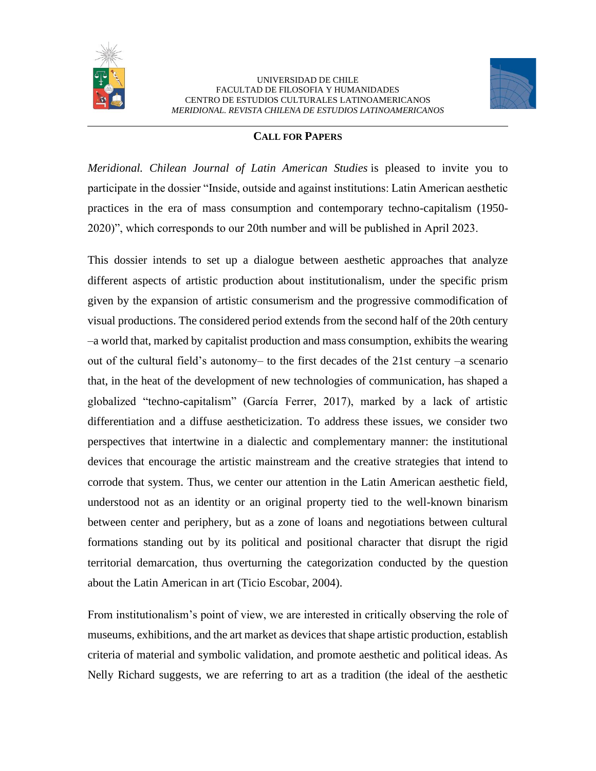UNIVERSIDAD DE CHILE
FACULTAD DE FILOSOFIA Y HUMANIDADES
CENTRO DE ESTUDIOS CULTURALES LATINOAMERICANOS
*MERIDIONAL. REVISTA CHILENA DE ESTUDIOS LATINOAMERICANOS*

---

**CALL FOR PAPERS**

*Meridional. Chilean Journal of Latin American Studies* is pleased to invite you to participate in the dossier "Inside, outside and against institutions: Latin American aesthetic practices in the era of mass consumption and contemporary techno-capitalism (1950-2020)", which corresponds to our 20th number and will be published in April 2023.

This dossier intends to set up a dialogue between aesthetic approaches that analyze different aspects of artistic production about institutionalism, under the specific prism given by the expansion of artistic consumerism and the progressive commodification of visual productions. The considered period extends from the second half of the 20th century –a world that, marked by capitalist production and mass consumption, exhibits the wearing out of the cultural field's autonomy– to the first decades of the 21st century –a scenario that, in the heat of the development of new technologies of communication, has shaped a globalized "techno-capitalism" (García Ferrer, 2017), marked by a lack of artistic differentiation and a diffuse aestheticization. To address these issues, we consider two perspectives that intertwine in a dialectic and complementary manner: the institutional devices that encourage the artistic mainstream and the creative strategies that intend to corrode that system. Thus, we center our attention in the Latin American aesthetic field, understood not as an identity or an original property tied to the well-known binarism between center and periphery, but as a zone of loans and negotiations between cultural formations standing out by its political and positional character that disrupt the rigid territorial demarcation, thus overturning the categorization conducted by the question about the Latin American in art (Ticio Escobar, 2004).

From institutionalism's point of view, we are interested in critically observing the role of museums, exhibitions, and the art market as devices that shape artistic production, establish criteria of material and symbolic validation, and promote aesthetic and political ideas. As Nelly Richard suggests, we are referring to art as a tradition (the ideal of the aesthetic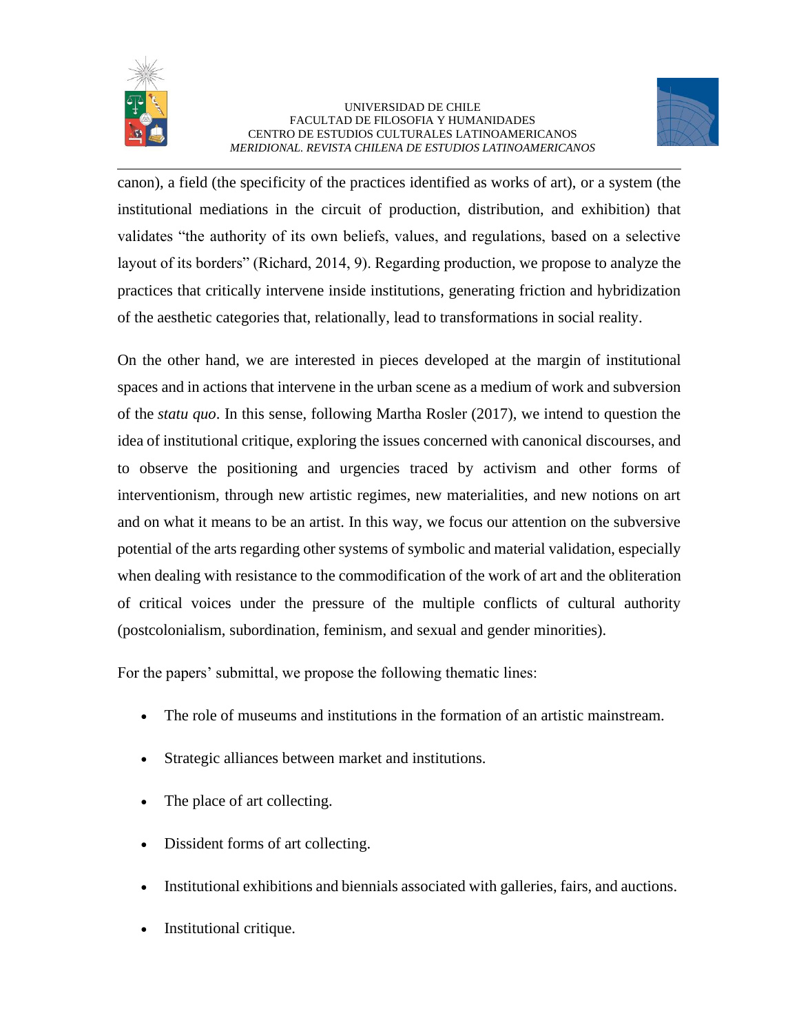canon), a field (the specificity of the practices identified as works of art), or a system (the institutional mediations in the circuit of production, distribution, and exhibition) that validates "the authority of its own beliefs, values, and regulations, based on a selective layout of its borders" (Richard, 2014, 9). Regarding production, we propose to analyze the practices that critically intervene inside institutions, generating friction and hybridization of the aesthetic categories that, relationally, lead to transformations in social reality.

On the other hand, we are interested in pieces developed at the margin of institutional spaces and in actions that intervene in the urban scene as a medium of work and subversion of the *statu quo*. In this sense, following Martha Rosler (2017), we intend to question the idea of institutional critique, exploring the issues concerned with canonical discourses, and to observe the positioning and urgencies traced by activism and other forms of interventionism, through new artistic regimes, new materialities, and new notions on art and on what it means to be an artist. In this way, we focus our attention on the subversive potential of the arts regarding other systems of symbolic and material validation, especially when dealing with resistance to the commodification of the work of art and the obliteration of critical voices under the pressure of the multiple conflicts of cultural authority (postcolonialism, subordination, feminism, and sexual and gender minorities).

For the papers' submittal, we propose the following thematic lines:

- The role of museums and institutions in the formation of an artistic mainstream.
- Strategic alliances between market and institutions.
- The place of art collecting.
- Dissident forms of art collecting.
- Institutional exhibitions and biennials associated with galleries, fairs, and auctions.
- Institutional critique.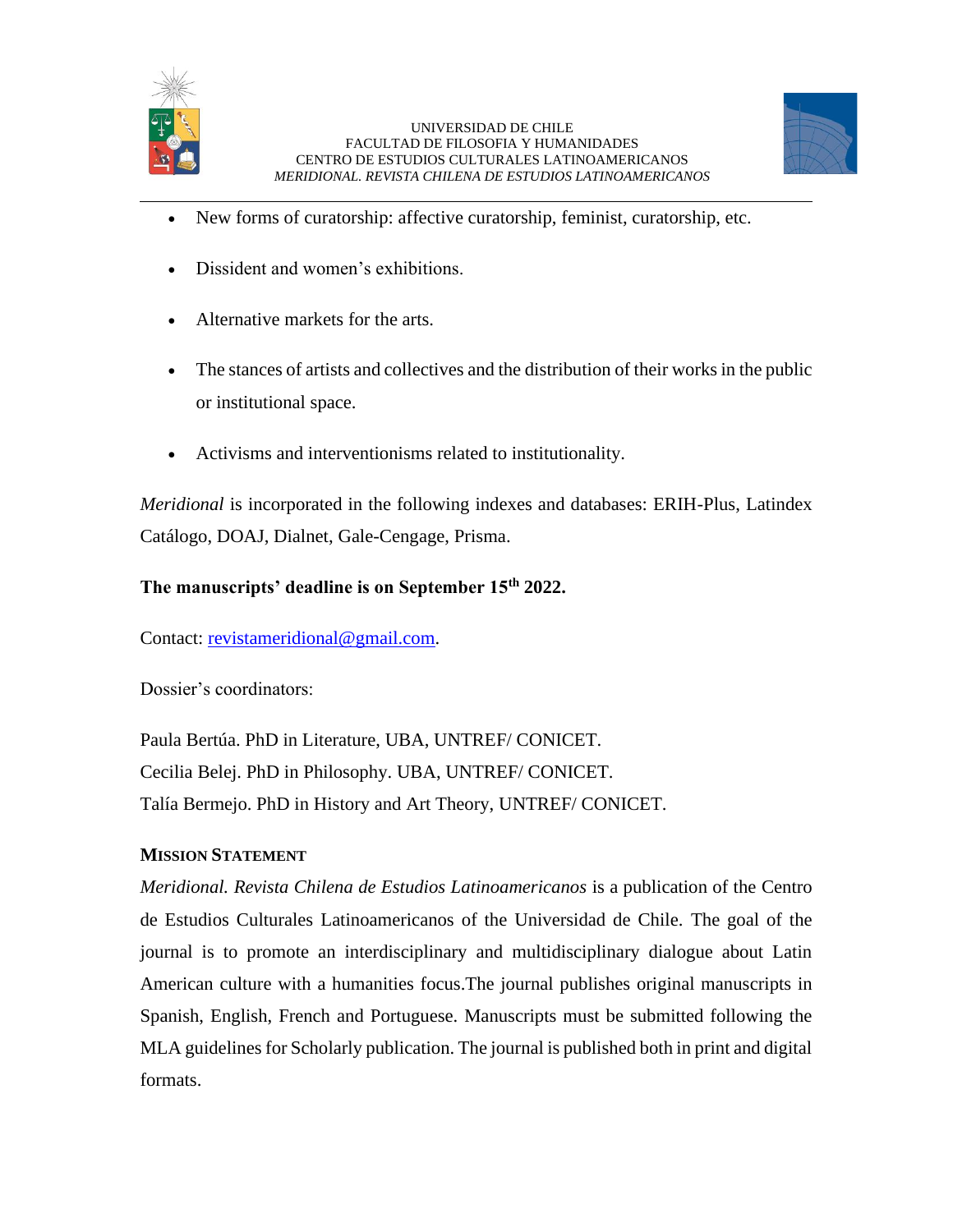- New forms of curatorship: affective curatorship, feminist, curatorship, etc.
- Dissident and women's exhibitions.
- Alternative markets for the arts.
- The stances of artists and collectives and the distribution of their works in the public or institutional space.
- Activisms and interventionisms related to institutionality.

*Meridional* is incorporated in the following indexes and databases: ERIH-Plus, Latindex Catálogo, DOAJ, Dialnet, Gale-Cengage, Prisma.

**The manuscripts' deadline is on September 15th 2022.**

Contact: revistameridional@gmail.com.

Dossier's coordinators:

Paula Bertúa. PhD in Literature, UBA, UNTREF/ CONICET.
Cecilia Belej. PhD in Philosophy. UBA, UNTREF/ CONICET.
Talía Bermejo. PhD in History and Art Theory, UNTREF/ CONICET.

## MISSION STATEMENT

*Meridional. Revista Chilena de Estudios Latinoamericanos* is a publication of the Centro de Estudios Culturales Latinoamericanos of the Universidad de Chile. The goal of the journal is to promote an interdisciplinary and multidisciplinary dialogue about Latin American culture with a humanities focus.The journal publishes original manuscripts in Spanish, English, French and Portuguese. Manuscripts must be submitted following the MLA guidelines for Scholarly publication. The journal is published both in print and digital formats.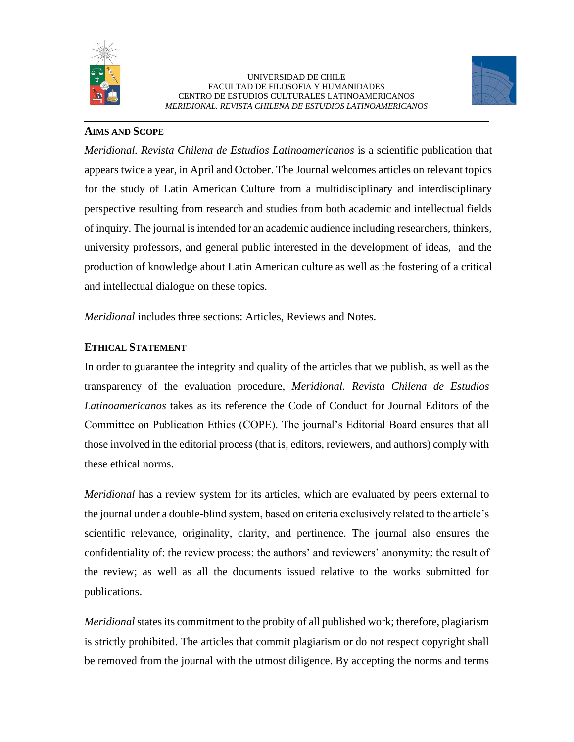UNIVERSIDAD DE CHILE
FACULTAD DE FILOSOFIA Y HUMANIDADES
CENTRO DE ESTUDIOS CULTURALES LATINOAMERICANOS
*MERIDIONAL. REVISTA CHILENA DE ESTUDIOS LATINOAMERICANOS*

## AIMS AND SCOPE

*Meridional. Revista Chilena de Estudios Latinoamericanos* is a scientific publication that appears twice a year, in April and October. The Journal welcomes articles on relevant topics for the study of Latin American Culture from a multidisciplinary and interdisciplinary perspective resulting from research and studies from both academic and intellectual fields of inquiry. The journal is intended for an academic audience including researchers, thinkers, university professors, and general public interested in the development of ideas, and the production of knowledge about Latin American culture as well as the fostering of a critical and intellectual dialogue on these topics.

*Meridional* includes three sections: Articles, Reviews and Notes.

## ETHICAL STATEMENT

In order to guarantee the integrity and quality of the articles that we publish, as well as the transparency of the evaluation procedure, *Meridional. Revista Chilena de Estudios Latinoamericanos* takes as its reference the Code of Conduct for Journal Editors of the Committee on Publication Ethics (COPE). The journal's Editorial Board ensures that all those involved in the editorial process (that is, editors, reviewers, and authors) comply with these ethical norms.

*Meridional* has a review system for its articles, which are evaluated by peers external to the journal under a double-blind system, based on criteria exclusively related to the article's scientific relevance, originality, clarity, and pertinence. The journal also ensures the confidentiality of: the review process; the authors' and reviewers' anonymity; the result of the review; as well as all the documents issued relative to the works submitted for publications.

*Meridional* states its commitment to the probity of all published work; therefore, plagiarism is strictly prohibited. The articles that commit plagiarism or do not respect copyright shall be removed from the journal with the utmost diligence. By accepting the norms and terms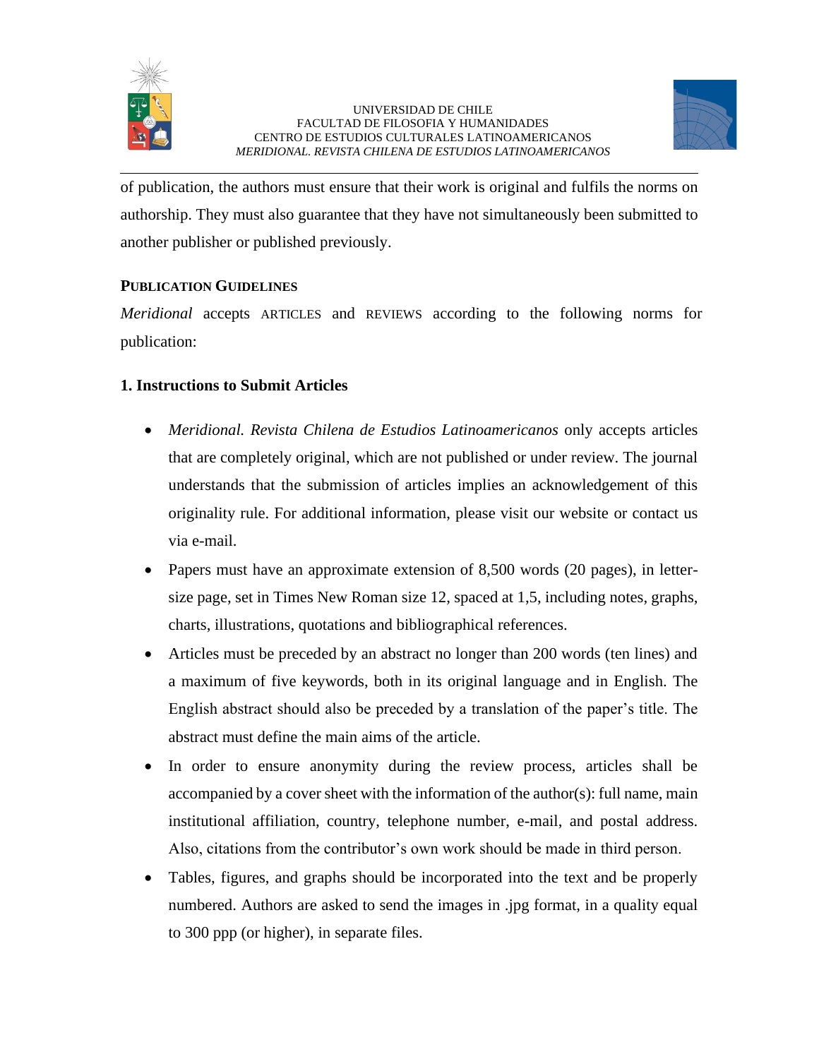of publication, the authors must ensure that their work is original and fulfils the norms on authorship. They must also guarantee that they have not simultaneously been submitted to another publisher or published previously.

**PUBLICATION GUIDELINES**

*Meridional* accepts ARTICLES and REVIEWS according to the following norms for publication:

## 1. Instructions to Submit Articles

- *Meridional. Revista Chilena de Estudios Latinoamericanos* only accepts articles that are completely original, which are not published or under review. The journal understands that the submission of articles implies an acknowledgement of this originality rule. For additional information, please visit our website or contact us via e-mail.
- Papers must have an approximate extension of 8,500 words (20 pages), in letter-size page, set in Times New Roman size 12, spaced at 1,5, including notes, graphs, charts, illustrations, quotations and bibliographical references.
- Articles must be preceded by an abstract no longer than 200 words (ten lines) and a maximum of five keywords, both in its original language and in English. The English abstract should also be preceded by a translation of the paper's title. The abstract must define the main aims of the article.
- In order to ensure anonymity during the review process, articles shall be accompanied by a cover sheet with the information of the author(s): full name, main institutional affiliation, country, telephone number, e-mail, and postal address. Also, citations from the contributor's own work should be made in third person.
- Tables, figures, and graphs should be incorporated into the text and be properly numbered. Authors are asked to send the images in .jpg format, in a quality equal to 300 ppp (or higher), in separate files.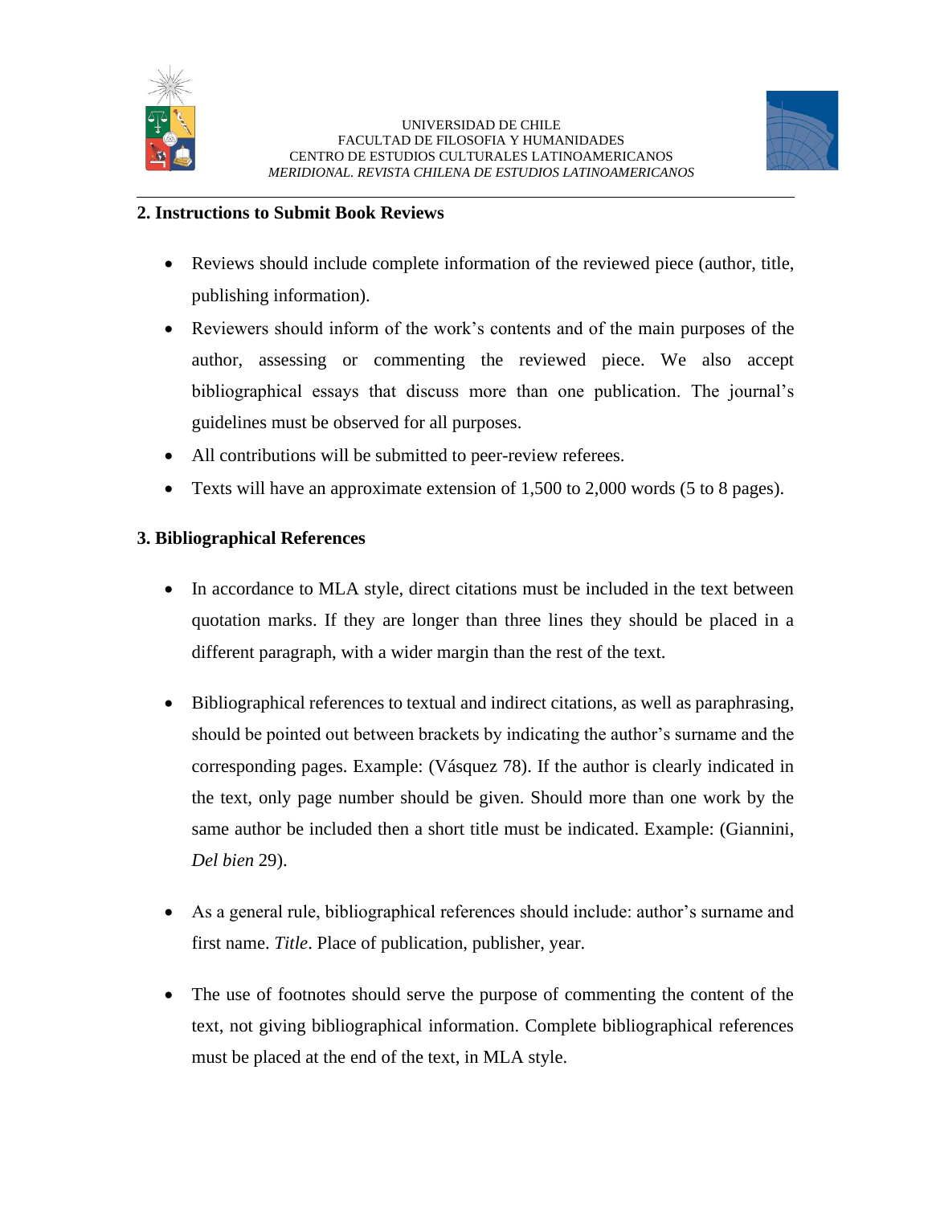## 2. Instructions to Submit Book Reviews

- Reviews should include complete information of the reviewed piece (author, title, publishing information).
- Reviewers should inform of the work's contents and of the main purposes of the author, assessing or commenting the reviewed piece. We also accept bibliographical essays that discuss more than one publication. The journal's guidelines must be observed for all purposes.
- All contributions will be submitted to peer-review referees.
- Texts will have an approximate extension of 1,500 to 2,000 words (5 to 8 pages).

## 3. Bibliographical References

- In accordance to MLA style, direct citations must be included in the text between quotation marks. If they are longer than three lines they should be placed in a different paragraph, with a wider margin than the rest of the text.

- Bibliographical references to textual and indirect citations, as well as paraphrasing, should be pointed out between brackets by indicating the author's surname and the corresponding pages. Example: (Vásquez 78). If the author is clearly indicated in the text, only page number should be given. Should more than one work by the same author be included then a short title must be indicated. Example: (Giannini, *Del bien* 29).

- As a general rule, bibliographical references should include: author's surname and first name. *Title*. Place of publication, publisher, year.

- The use of footnotes should serve the purpose of commenting the content of the text, not giving bibliographical information. Complete bibliographical references must be placed at the end of the text, in MLA style.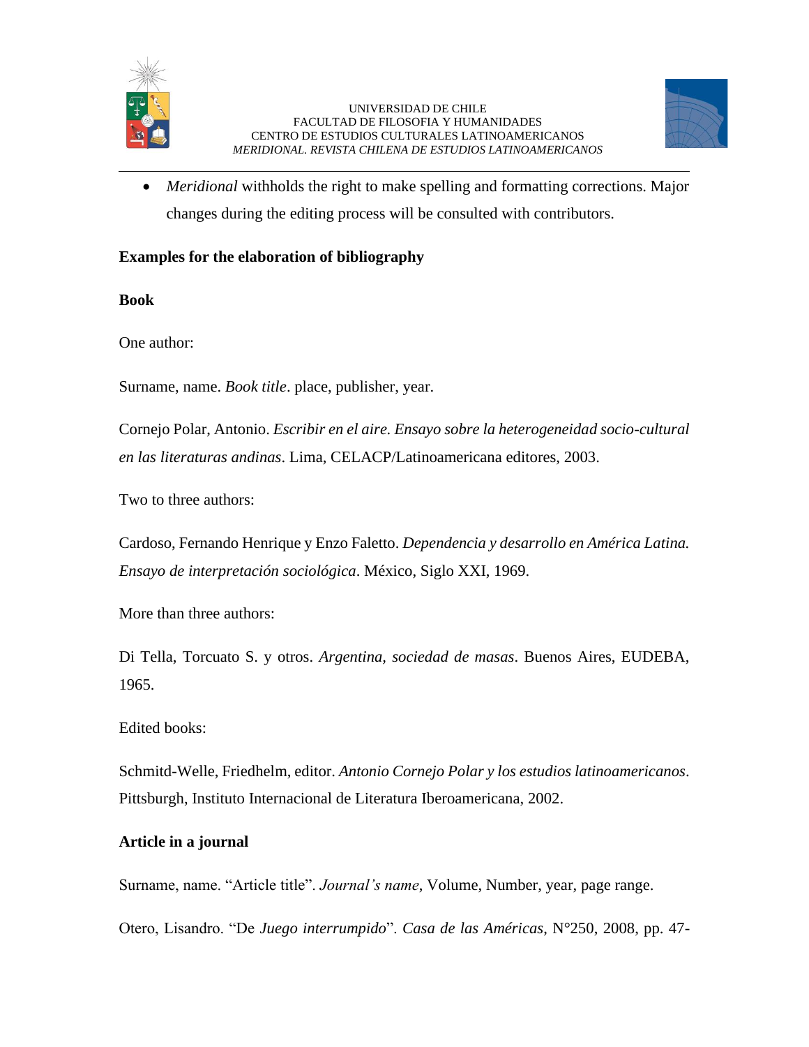- *Meridional* withholds the right to make spelling and formatting corrections. Major changes during the editing process will be consulted with contributors.

**Examples for the elaboration of bibliography**

**Book**

One author:

Surname, name. *Book title*. place, publisher, year.

Cornejo Polar, Antonio. *Escribir en el aire. Ensayo sobre la heterogeneidad socio-cultural en las literaturas andinas*. Lima, CELACP/Latinoamericana editores, 2003.

Two to three authors:

Cardoso, Fernando Henrique y Enzo Faletto. *Dependencia y desarrollo en América Latina. Ensayo de interpretación sociológica*. México, Siglo XXI, 1969.

More than three authors:

Di Tella, Torcuato S. y otros. *Argentina, sociedad de masas*. Buenos Aires, EUDEBA, 1965.

Edited books:

Schmitd-Welle, Friedhelm, editor. *Antonio Cornejo Polar y los estudios latinoamericanos*. Pittsburgh, Instituto Internacional de Literatura Iberoamericana, 2002.

**Article in a journal**

Surname, name. "Article title". *Journal's name*, Volume, Number, year, page range.

Otero, Lisandro. "De *Juego interrumpido*". *Casa de las Américas*, N°250, 2008, pp. 47-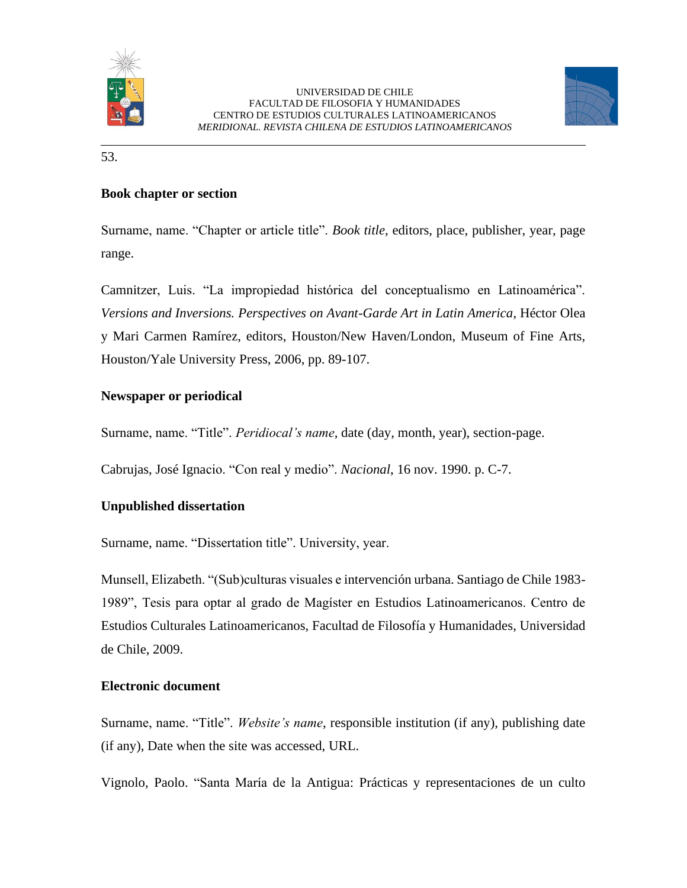53.

**Book chapter or section**

Surname, name. "Chapter or article title". *Book title*, editors, place, publisher, year, page range.

Camnitzer, Luis. "La impropiedad histórica del conceptualismo en Latinoamérica". *Versions and Inversions. Perspectives on Avant-Garde Art in Latin America*, Héctor Olea y Mari Carmen Ramírez, editors, Houston/New Haven/London, Museum of Fine Arts, Houston/Yale University Press, 2006, pp. 89-107.

**Newspaper or periodical**

Surname, name. "Title". *Peridiocal's name*, date (day, month, year), section-page.

Cabrujas, José Ignacio. "Con real y medio". *Nacional*, 16 nov. 1990. p. C-7.

**Unpublished dissertation**

Surname, name. "Dissertation title". University, year.

Munsell, Elizabeth. "(Sub)culturas visuales e intervención urbana. Santiago de Chile 1983-1989", Tesis para optar al grado de Magíster en Estudios Latinoamericanos. Centro de Estudios Culturales Latinoamericanos, Facultad de Filosofía y Humanidades, Universidad de Chile, 2009.

**Electronic document**

Surname, name. "Title". *Website's name*, responsible institution (if any), publishing date (if any), Date when the site was accessed, URL.

Vignolo, Paolo. "Santa María de la Antigua: Prácticas y representaciones de un culto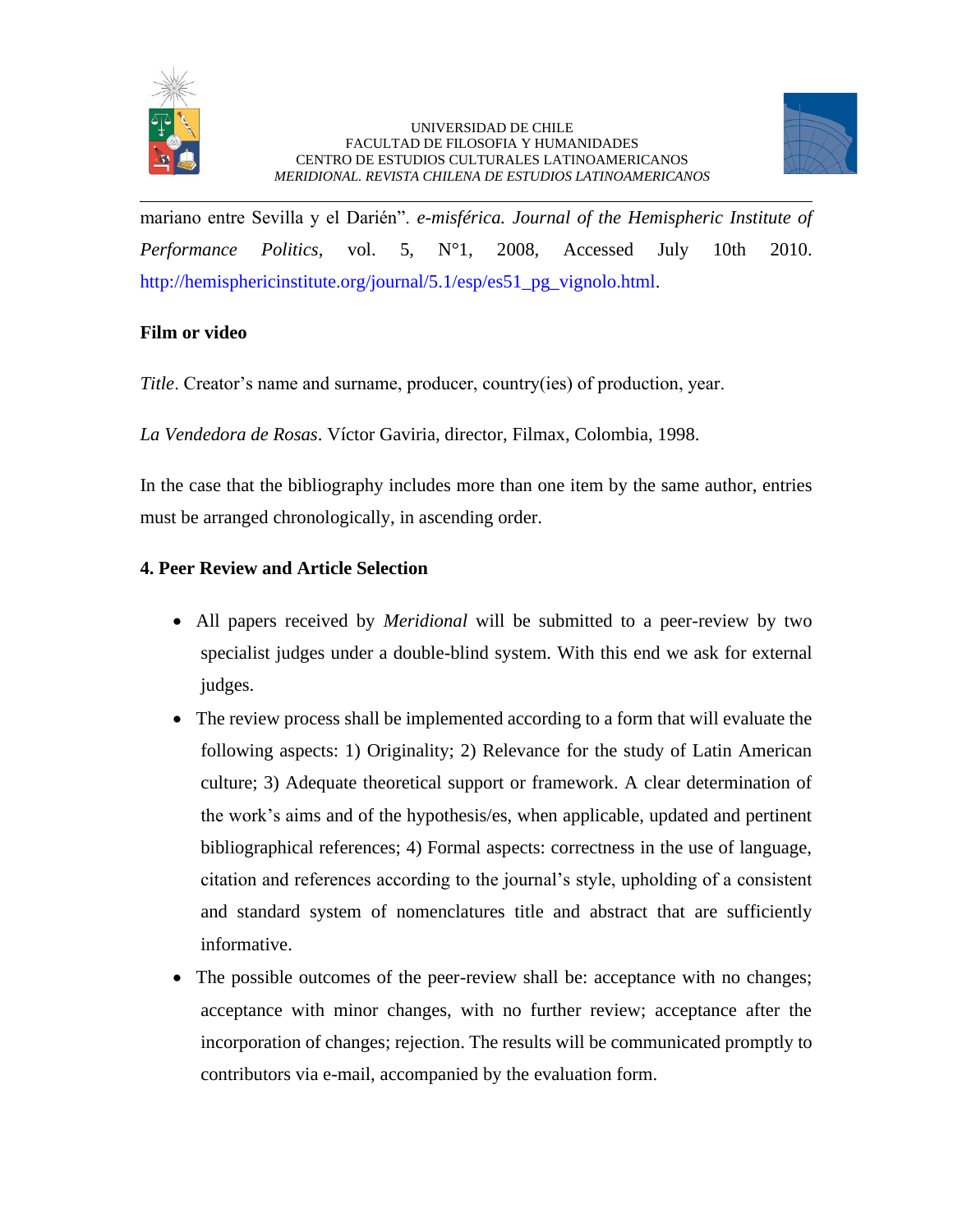mariano entre Sevilla y el Darién". *e-misférica. Journal of the Hemispheric Institute of Performance Politics*, vol. 5, N°1, 2008, Accessed July 10th 2010. http://hemisphericinstitute.org/journal/5.1/esp/es51_pg_vignolo.html.

**Film or video**

*Title*. Creator's name and surname, producer, country(ies) of production, year.

*La Vendedora de Rosas*. Víctor Gaviria, director, Filmax, Colombia, 1998.

In the case that the bibliography includes more than one item by the same author, entries must be arranged chronologically, in ascending order.

**4. Peer Review and Article Selection**

- All papers received by *Meridional* will be submitted to a peer-review by two specialist judges under a double-blind system. With this end we ask for external judges.
- The review process shall be implemented according to a form that will evaluate the following aspects: 1) Originality; 2) Relevance for the study of Latin American culture; 3) Adequate theoretical support or framework. A clear determination of the work's aims and of the hypothesis/es, when applicable, updated and pertinent bibliographical references; 4) Formal aspects: correctness in the use of language, citation and references according to the journal's style, upholding of a consistent and standard system of nomenclatures title and abstract that are sufficiently informative.
- The possible outcomes of the peer-review shall be: acceptance with no changes; acceptance with minor changes, with no further review; acceptance after the incorporation of changes; rejection. The results will be communicated promptly to contributors via e-mail, accompanied by the evaluation form.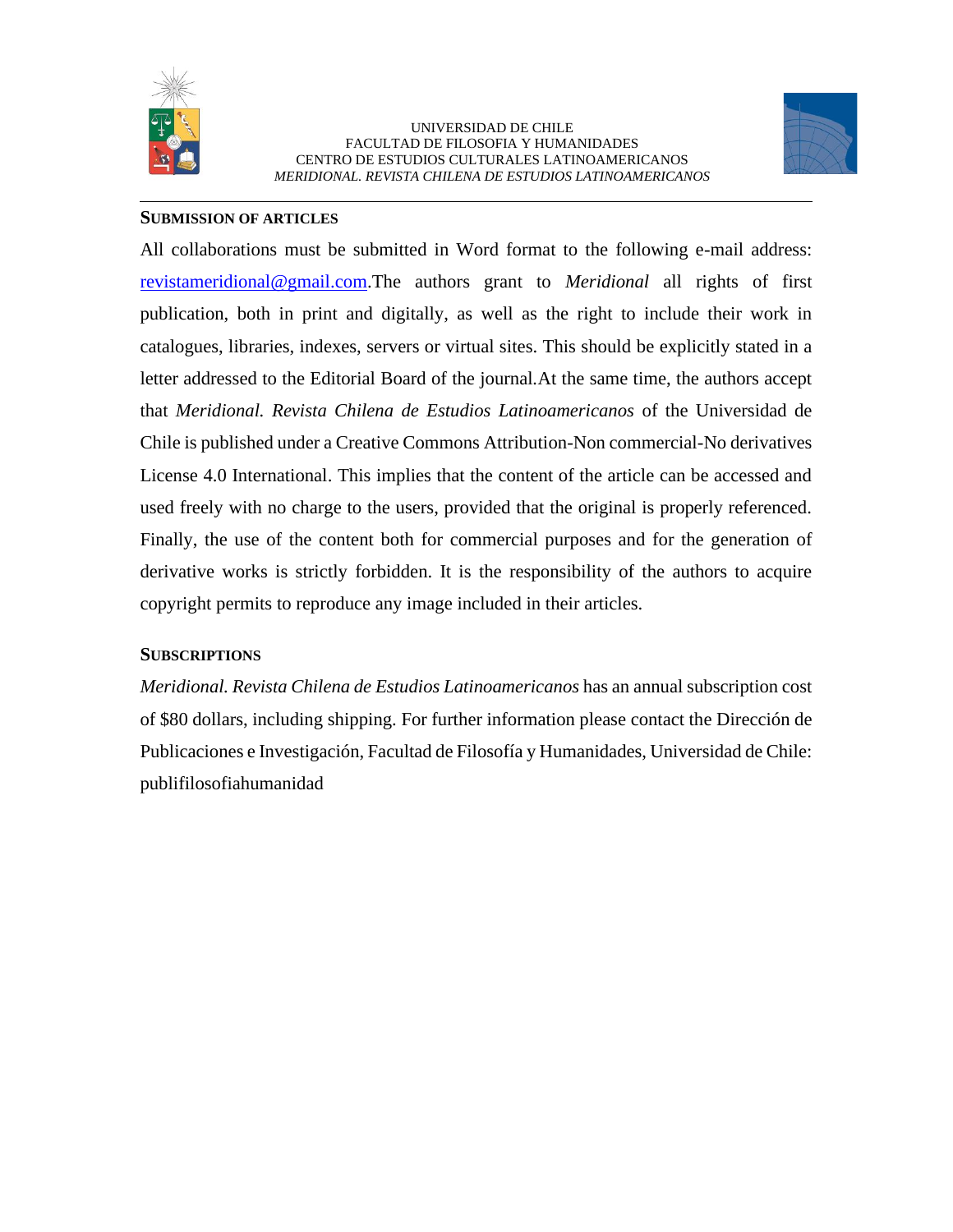UNIVERSIDAD DE CHILE
FACULTAD DE FILOSOFIA Y HUMANIDADES
CENTRO DE ESTUDIOS CULTURALES LATINOAMERICANOS
*MERIDIONAL. REVISTA CHILENA DE ESTUDIOS LATINOAMERICANOS*

---

## SUBMISSION OF ARTICLES

All collaborations must be submitted in Word format to the following e-mail address: revistameridional@gmail.com.The authors grant to *Meridional* all rights of first publication, both in print and digitally, as well as the right to include their work in catalogues, libraries, indexes, servers or virtual sites. This should be explicitly stated in a letter addressed to the Editorial Board of the journal.At the same time, the authors accept that *Meridional. Revista Chilena de Estudios Latinoamericanos* of the Universidad de Chile is published under a Creative Commons Attribution-Non commercial-No derivatives License 4.0 International. This implies that the content of the article can be accessed and used freely with no charge to the users, provided that the original is properly referenced. Finally, the use of the content both for commercial purposes and for the generation of derivative works is strictly forbidden. It is the responsibility of the authors to acquire copyright permits to reproduce any image included in their articles.

## SUBSCRIPTIONS

*Meridional. Revista Chilena de Estudios Latinoamericanos* has an annual subscription cost of $80 dollars, including shipping. For further information please contact the Dirección de Publicaciones e Investigación, Facultad de Filosofía y Humanidades, Universidad de Chile: publifilosofiahumanidad